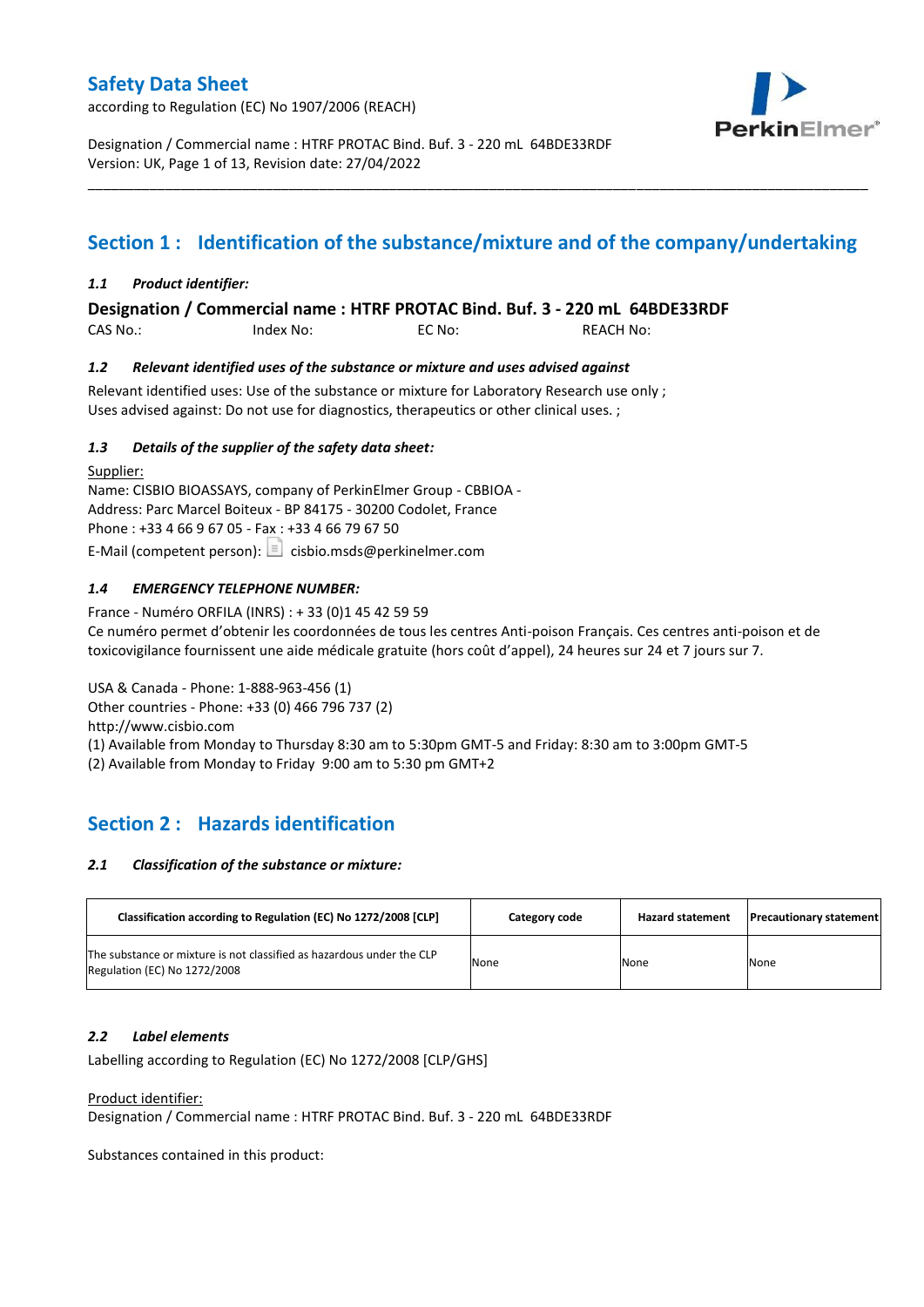# Safety Data Sheet

according to Regulation (EC) No 1907/2006 (REACH)

Designation / Commercial name : HTRF PROTAC Bind. Buf. 3 - 220 mL 64BDE33RDF
Version: UK, Page 1 of 13, Revision date: 27/04/2022

## Section 1 : Identification of the substance/mixture and of the company/undertaking

### *1.1 Product identifier:*

**Designation / Commercial name : HTRF PROTAC Bind. Buf. 3 - 220 mL 64BDE33RDF**

CAS No.: Index No: EC No: REACH No:

### *1.2 Relevant identified uses of the substance or mixture and uses advised against*

Relevant identified uses: Use of the substance or mixture for Laboratory Research use only ;
Uses advised against: Do not use for diagnostics, therapeutics or other clinical uses. ;

### *1.3 Details of the supplier of the safety data sheet:*

Supplier:
Name: CISBIO BIOASSAYS, company of PerkinElmer Group - CBBIOA -
Address: Parc Marcel Boiteux - BP 84175 - 30200 Codolet, France
Phone : +33 4 66 9 67 05 - Fax : +33 4 66 79 67 50
E-Mail (competent person): cisbio.msds@perkinelmer.com

### *1.4 EMERGENCY TELEPHONE NUMBER:*

France - Numéro ORFILA (INRS) : + 33 (0)1 45 42 59 59
Ce numéro permet d'obtenir les coordonnées de tous les centres Anti-poison Français. Ces centres anti-poison et de toxicovigilance fournissent une aide médicale gratuite (hors coût d'appel), 24 heures sur 24 et 7 jours sur 7.

USA & Canada - Phone: 1-888-963-456 (1)
Other countries - Phone: +33 (0) 466 796 737 (2)
http://www.cisbio.com
(1) Available from Monday to Thursday 8:30 am to 5:30pm GMT-5 and Friday: 8:30 am to 3:00pm GMT-5
(2) Available from Monday to Friday 9:00 am to 5:30 pm GMT+2

## Section 2 : Hazards identification

### *2.1 Classification of the substance or mixture:*

| Classification according to Regulation (EC) No 1272/2008 [CLP] | Category code | Hazard statement | Precautionary statement |
|---|---|---|---|
| The substance or mixture is not classified as hazardous under the CLP Regulation (EC) No 1272/2008 | None | None | None |

### *2.2 Label elements*

Labelling according to Regulation (EC) No 1272/2008 [CLP/GHS]

Product identifier:
Designation / Commercial name : HTRF PROTAC Bind. Buf. 3 - 220 mL 64BDE33RDF

Substances contained in this product: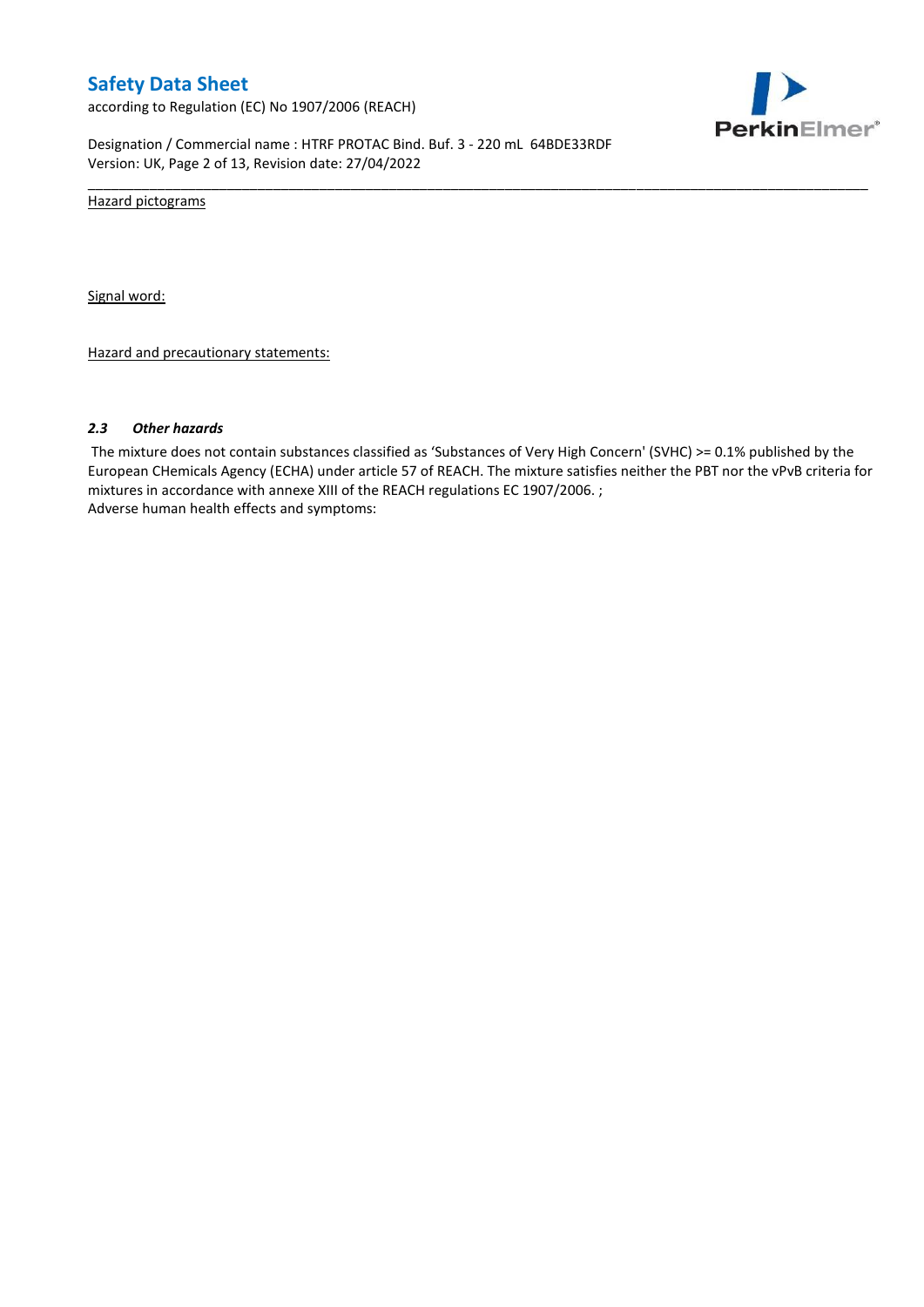Hazard pictograms

Signal word:

Hazard and precautionary statements:

### *2.3 Other hazards*

The mixture does not contain substances classified as 'Substances of Very High Concern' (SVHC) >= 0.1% published by the European CHemicals Agency (ECHA) under article 57 of REACH. The mixture satisfies neither the PBT nor the vPvB criteria for mixtures in accordance with annexe XIII of the REACH regulations EC 1907/2006. ;
Adverse human health effects and symptoms: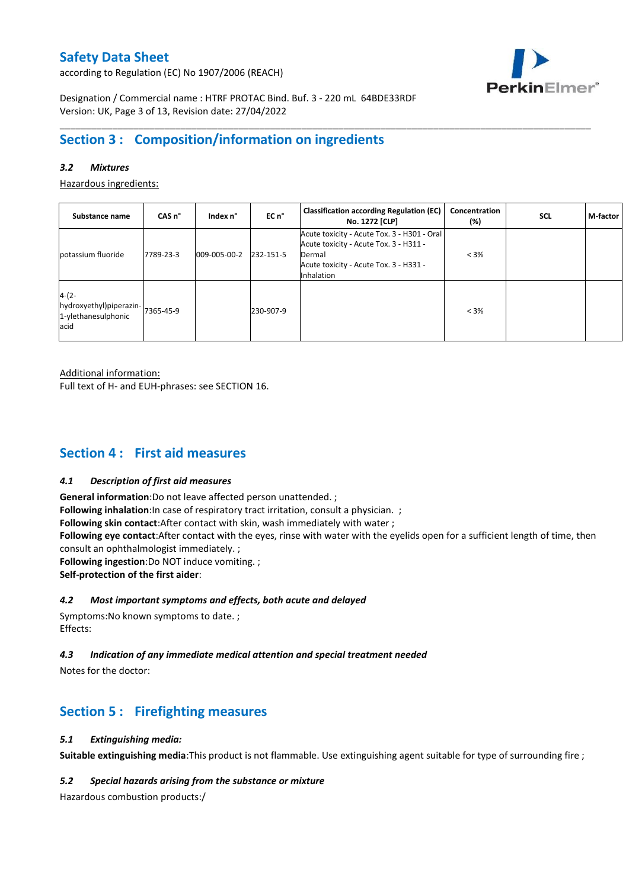## Section 3 : Composition/information on ingredients

### *3.2 Mixtures*

Hazardous ingredients:

| Substance name | CAS n° | Index n° | EC n° | Classification according Regulation (EC) No. 1272 [CLP] | Concentration (%) | SCL | M-factor |
|---|---|---|---|---|---|---|---|
| potassium fluoride | 7789-23-3 | 009-005-00-2 | 232-151-5 | Acute toxicity - Acute Tox. 3 - H301 - Oral<br>Acute toxicity - Acute Tox. 3 - H311 - Dermal<br>Acute toxicity - Acute Tox. 3 - H331 - Inhalation | < 3% | | |
| 4-(2-hydroxyethyl)piperazin-1-ylethanesulphonic acid | 7365-45-9 | | 230-907-9 | | < 3% | | |

Additional information:

Full text of H- and EUH-phrases: see SECTION 16.

## Section 4 : First aid measures

### *4.1 Description of first aid measures*

**General information**:Do not leave affected person unattended. ;
**Following inhalation**:In case of respiratory tract irritation, consult a physician. ;
**Following skin contact**:After contact with skin, wash immediately with water ;
**Following eye contact**:After contact with the eyes, rinse with water with the eyelids open for a sufficient length of time, then consult an ophthalmologist immediately. ;
**Following ingestion**:Do NOT induce vomiting. ;
**Self-protection of the first aider**:

### *4.2 Most important symptoms and effects, both acute and delayed*

Symptoms:No known symptoms to date. ;
Effects:

### *4.3 Indication of any immediate medical attention and special treatment needed*

Notes for the doctor:

## Section 5 : Firefighting measures

### *5.1 Extinguishing media:*

**Suitable extinguishing media**:This product is not flammable. Use extinguishing agent suitable for type of surrounding fire ;

### *5.2 Special hazards arising from the substance or mixture*

Hazardous combustion products:/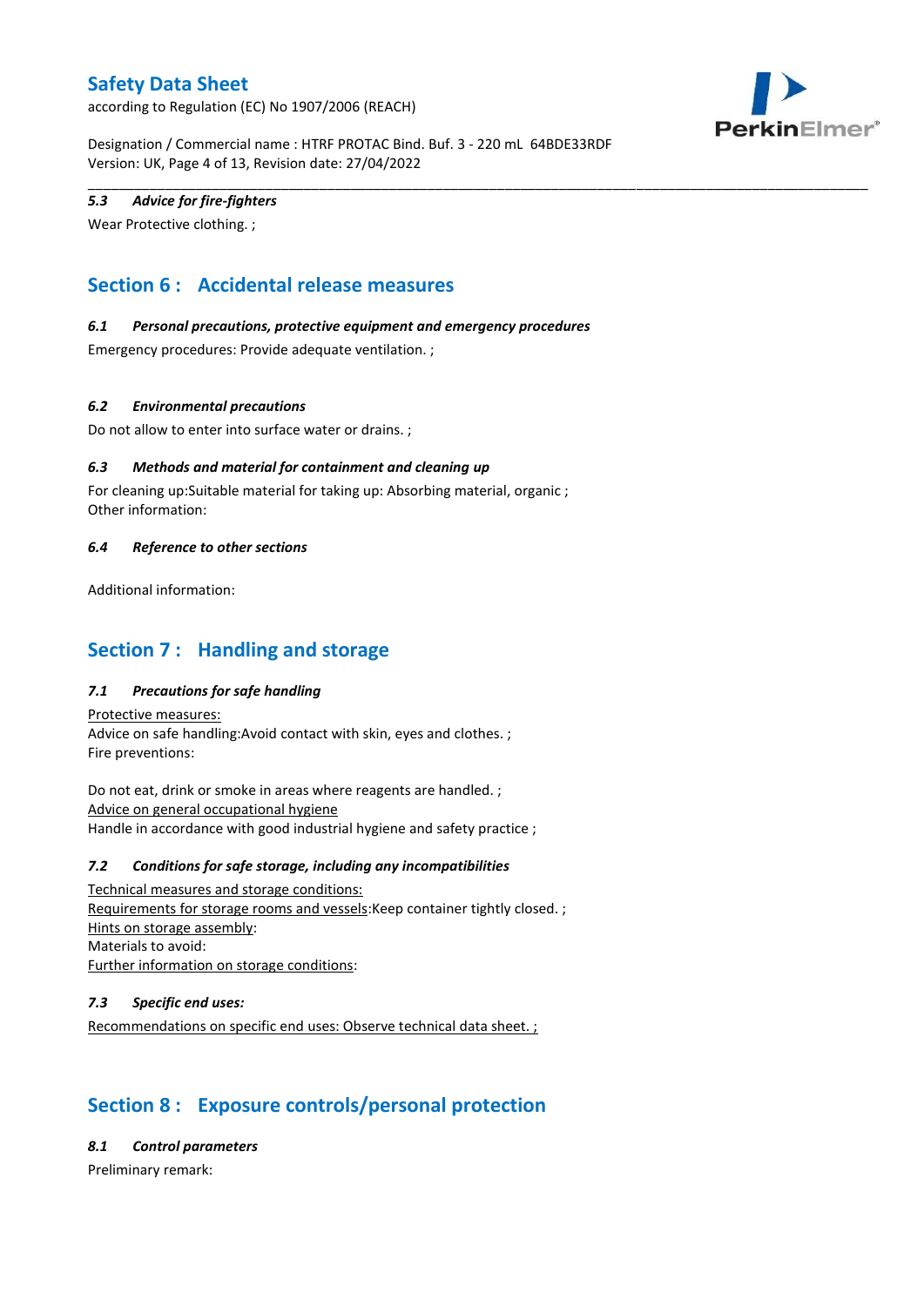### 5.3 Advice for fire-fighters

Wear Protective clothing. ;

## Section 6 : Accidental release measures

### 6.1 Personal precautions, protective equipment and emergency procedures

Emergency procedures: Provide adequate ventilation. ;

### 6.2 Environmental precautions

Do not allow to enter into surface water or drains. ;

### 6.3 Methods and material for containment and cleaning up

For cleaning up:Suitable material for taking up: Absorbing material, organic ;
Other information:

### 6.4 Reference to other sections

Additional information:

## Section 7 : Handling and storage

### 7.1 Precautions for safe handling

Protective measures:
Advice on safe handling:Avoid contact with skin, eyes and clothes. ;
Fire preventions:

Do not eat, drink or smoke in areas where reagents are handled. ;
Advice on general occupational hygiene
Handle in accordance with good industrial hygiene and safety practice ;

### 7.2 Conditions for safe storage, including any incompatibilities

Technical measures and storage conditions:
Requirements for storage rooms and vessels:Keep container tightly closed. ;
Hints on storage assembly:
Materials to avoid:
Further information on storage conditions:

### 7.3 Specific end uses:

Recommendations on specific end uses: Observe technical data sheet. ;

## Section 8 : Exposure controls/personal protection

### 8.1 Control parameters

Preliminary remark: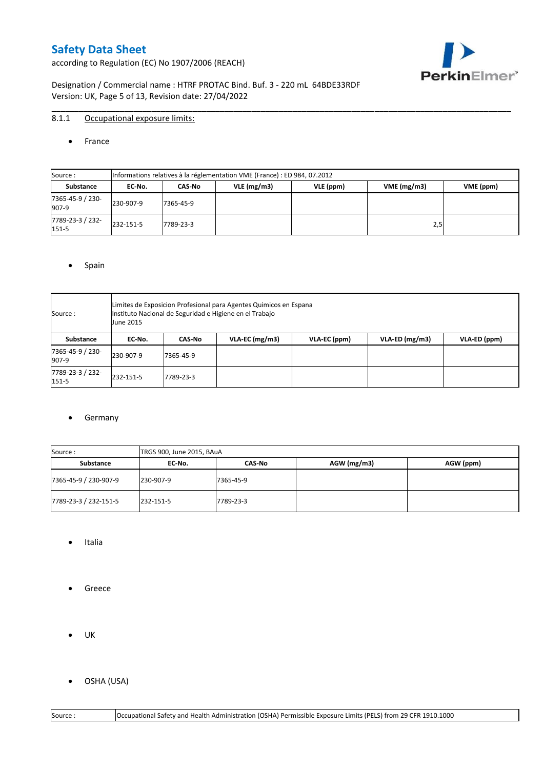8.1.1 Occupational exposure limits:

- France

| Source : | Informations relatives à la réglementation VME (France) : ED 984, 07.2012 | | | | | |
|---|---|---|---|---|---|---|
| **Substance** | **EC-No.** | **CAS-No** | **VLE (mg/m3)** | **VLE (ppm)** | **VME (mg/m3)** | **VME (ppm)** |
| 7365-45-9 / 230-907-9 | 230-907-9 | 7365-45-9 | | | | |
| 7789-23-3 / 232-151-5 | 232-151-5 | 7789-23-3 | | | 2,5 | |

- Spain

| Source : | Limites de Exposicion Profesional para Agentes Quimicos en Espana<br>Instituto Nacional de Seguridad e Higiene en el Trabajo<br>June 2015 | | | | | |
|---|---|---|---|---|---|---|
| **Substance** | **EC-No.** | **CAS-No** | **VLA-EC (mg/m3)** | **VLA-EC (ppm)** | **VLA-ED (mg/m3)** | **VLA-ED (ppm)** |
| 7365-45-9 / 230-907-9 | 230-907-9 | 7365-45-9 | | | | |
| 7789-23-3 / 232-151-5 | 232-151-5 | 7789-23-3 | | | | |

- Germany

| Source : | TRGS 900, June 2015, BAuA | | | |
|---|---|---|---|---|
| **Substance** | **EC-No.** | **CAS-No** | **AGW (mg/m3)** | **AGW (ppm)** |
| 7365-45-9 / 230-907-9 | 230-907-9 | 7365-45-9 | | |
| 7789-23-3 / 232-151-5 | 232-151-5 | 7789-23-3 | | |

- Italia

- Greece

- UK

- OSHA (USA)

| Source : | Occupational Safety and Health Administration (OSHA) Permissible Exposure Limits (PELS) from 29 CFR 1910.1000 |
|---|---|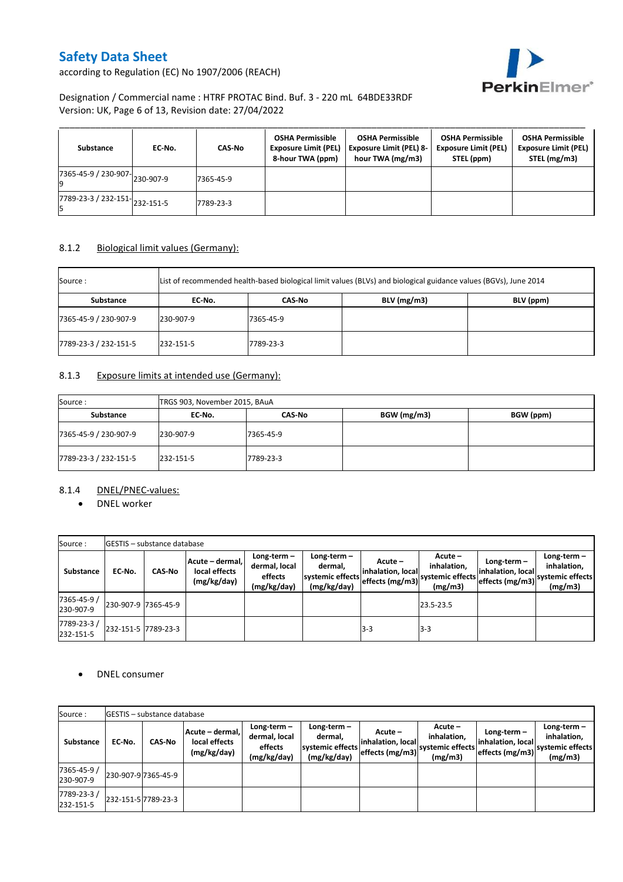| Substance | EC-No. | CAS-No | OSHA Permissible Exposure Limit (PEL) 8-hour TWA (ppm) | OSHA Permissible Exposure Limit (PEL) 8-hour TWA (mg/m3) | OSHA Permissible Exposure Limit (PEL) STEL (ppm) | OSHA Permissible Exposure Limit (PEL) STEL (mg/m3) |
|---|---|---|---|---|---|---|
| 7365-45-9 / 230-907-9 | 230-907-9 | 7365-45-9 | | | | |
| 7789-23-3 / 232-151-5 | 232-151-5 | 7789-23-3 | | | | |

## 8.1.2 Biological limit values (Germany):

| Source : | List of recommended health-based biological limit values (BLVs) and biological guidance values (BGVs), June 2014 | | | |
|---|---|---|---|---|
| **Substance** | **EC-No.** | **CAS-No** | **BLV (mg/m3)** | **BLV (ppm)** |
| 7365-45-9 / 230-907-9 | 230-907-9 | 7365-45-9 | | |
| 7789-23-3 / 232-151-5 | 232-151-5 | 7789-23-3 | | |

## 8.1.3 Exposure limits at intended use (Germany):

| Source : | TRGS 903, November 2015, BAuA | | | |
|---|---|---|---|---|
| **Substance** | **EC-No.** | **CAS-No** | **BGW (mg/m3)** | **BGW (ppm)** |
| 7365-45-9 / 230-907-9 | 230-907-9 | 7365-45-9 | | |
| 7789-23-3 / 232-151-5 | 232-151-5 | 7789-23-3 | | |

## 8.1.4 DNEL/PNEC-values:

- DNEL worker

| Source : | GESTIS – substance database | | | | | | | | | |
|---|---|---|---|---|---|---|---|---|---|---|
| **Substance** | **EC-No.** | **CAS-No** | **Acute – dermal, local effects (mg/kg/day)** | **Long-term – dermal, local effects (mg/kg/day)** | **Long-term – dermal, systemic effects (mg/kg/day)** | **Acute – inhalation, local effects (mg/m3)** | **Acute – inhalation, systemic effects (mg/m3)** | **Long-term – inhalation, local effects (mg/m3)** | **Long-term – inhalation, systemic effects (mg/m3)** |
| 7365-45-9 / 230-907-9 | 230-907-9 | 7365-45-9 | | | | | 23.5-23.5 | | |
| 7789-23-3 / 232-151-5 | 232-151-5 | 7789-23-3 | | | | 3-3 | 3-3 | | |

- DNEL consumer

| Source : | GESTIS – substance database | | | | | | | | |
|---|---|---|---|---|---|---|---|---|---|
| **Substance** | **EC-No.** | **CAS-No** | **Acute – dermal, local effects (mg/kg/day)** | **Long-term – dermal, local effects (mg/kg/day)** | **Long-term – dermal, systemic effects (mg/kg/day)** | **Acute – inhalation, local effects (mg/m3)** | **Acute – inhalation, systemic effects (mg/m3)** | **Long-term – inhalation, local effects (mg/m3)** | **Long-term – inhalation, systemic effects (mg/m3)** |
| 7365-45-9 / 230-907-9 | 230-907-9 | 7365-45-9 | | | | | | | |
| 7789-23-3 / 232-151-5 | 232-151-5 | 7789-23-3 | | | | | | | |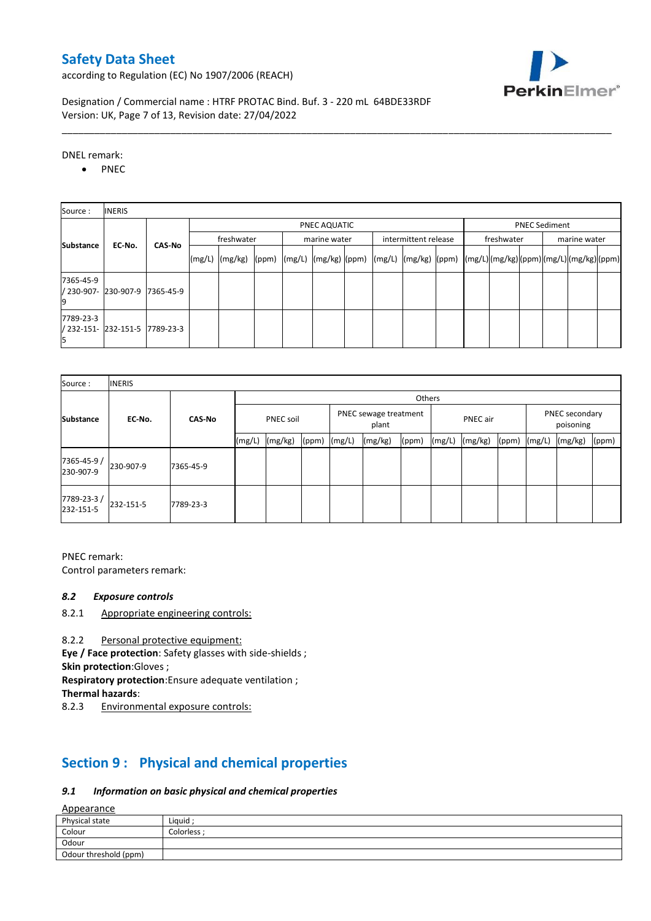DNEL remark:

- PNEC

| Source : | INERIS | | | | | | | | | | | | | | | | | | | | |
|---|---|---|---|---|---|---|---|---|---|---|---|---|---|---|---|---|---|---|---|---|---|
| Substance | EC-No. | CAS-No | PNEC AQUATIC | | | | | | | | | PNEC Sediment | | | | | |
| | | | freshwater | | | marine water | | | intermittent release | | | freshwater | | | marine water | | |
| | | | (mg/L) | (mg/kg) | (ppm) | (mg/L) | (mg/kg) | (ppm) | (mg/L) | (mg/kg) | (ppm) | (mg/L) | (mg/kg) | (ppm) | (mg/L) | (mg/kg) | (ppm) |
| 7365-45-9 / 230-907-9 | 230-907-9 | 7365-45-9 | | | | | | | | | | | | | | | |
| 7789-23-3 / 232-151-5 | 232-151-5 | 7789-23-3 | | | | | | | | | | | | | | | |

| Source : | INERIS | | | | | | | | | | | | | | |
|---|---|---|---|---|---|---|---|---|---|---|---|---|---|---|---|
| Substance | EC-No. | CAS-No | Others | | | | | | | | | | | | |
| | | | PNEC soil | | | PNEC sewage treatment plant | | | PNEC air | | | PNEC secondary poisoning | | | |
| | | | (mg/L) | (mg/kg) | (ppm) | (mg/L) | (mg/kg) | (ppm) | (mg/L) | (mg/kg) | (ppm) | (mg/L) | (mg/kg) | (ppm) | |
| 7365-45-9 / 230-907-9 | 230-907-9 | 7365-45-9 | | | | | | | | | | | | | |
| 7789-23-3 / 232-151-5 | 232-151-5 | 7789-23-3 | | | | | | | | | | | | | |

PNEC remark:

Control parameters remark:

### *8.2 Exposure controls*

8.2.1 Appropriate engineering controls:

8.2.2 Personal protective equipment:

**Eye / Face protection**: Safety glasses with side-shields ;

**Skin protection**:Gloves ;

**Respiratory protection**:Ensure adequate ventilation ;

**Thermal hazards**:

8.2.3 Environmental exposure controls:

## Section 9 : Physical and chemical properties

### *9.1 Information on basic physical and chemical properties*

Appearance

| Physical state | Liquid ; |
|---|---|
| Colour | Colorless ; |
| Odour | |
| Odour threshold (ppm) | |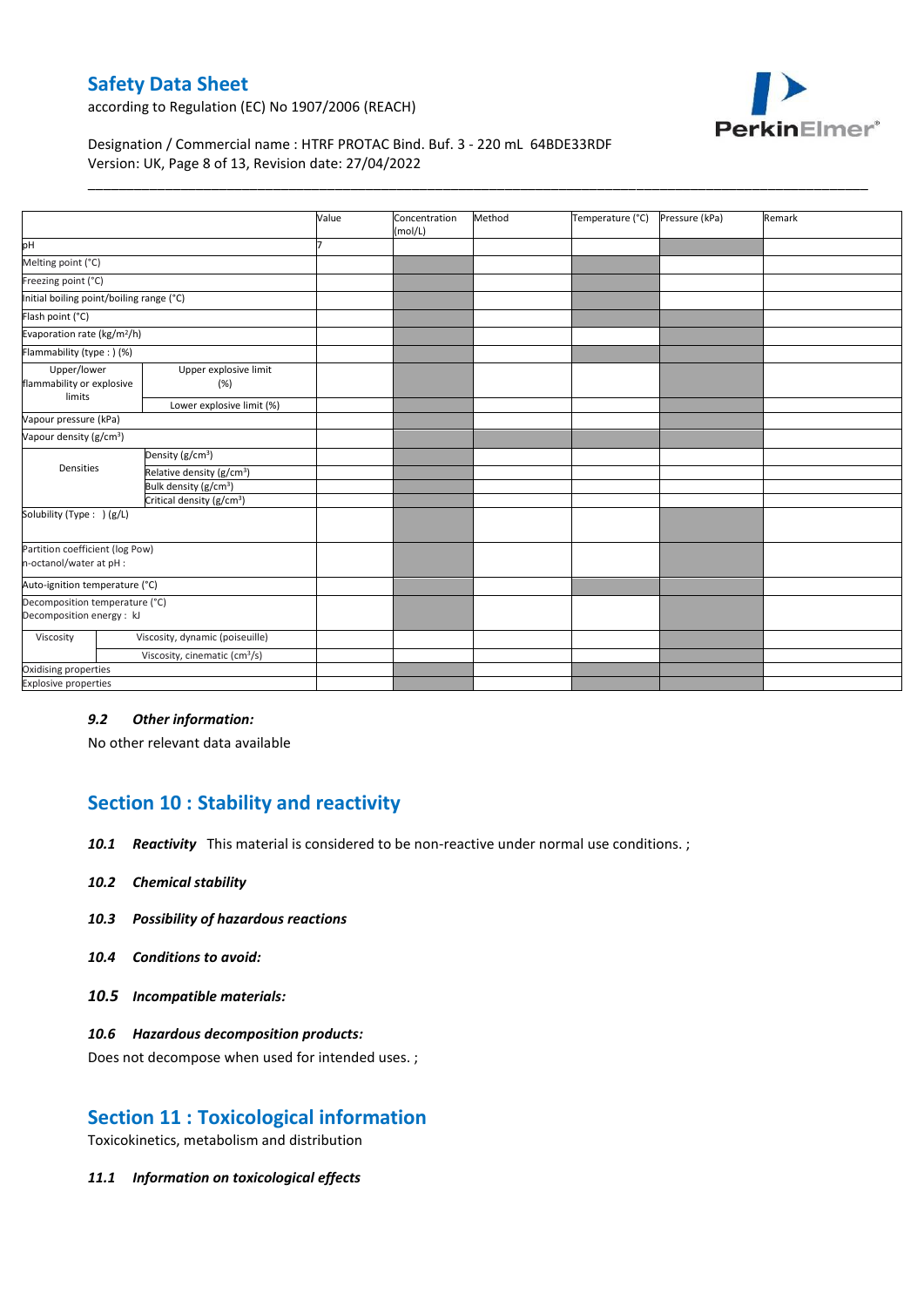| | | Value | Concentration (mol/L) | Method | Temperature (°C) | Pressure (kPa) | Remark |
|---|---|---|---|---|---|---|---|
| pH | | 7 | | | | | |
| Melting point (°C) | | | | | | | |
| Freezing point (°C) | | | | | | | |
| Initial boiling point/boiling range (°C) | | | | | | | |
| Flash point (°C) | | | | | | | |
| Evaporation rate (kg/m²/h) | | | | | | | |
| Flammability (type : ) (%) | | | | | | | |
| Upper/lower flammability or explosive limits | Upper explosive limit (%) | | | | | | |
| | Lower explosive limit (%) | | | | | | |
| Vapour pressure (kPa) | | | | | | | |
| Vapour density (g/cm³) | | | | | | | |
| Densities | Density (g/cm³) | | | | | | |
| | Relative density (g/cm³) | | | | | | |
| | Bulk density (g/cm³) | | | | | | |
| | Critical density (g/cm³) | | | | | | |
| Solubility (Type : ) (g/L) | | | | | | | |
| Partition coefficient (log Pow) n-octanol/water at pH : | | | | | | | |
| Auto-ignition temperature (°C) | | | | | | | |
| Decomposition temperature (°C) Decomposition energy : kJ | | | | | | | |
| Viscosity | Viscosity, dynamic (poiseuille) | | | | | | |
| | Viscosity, cinematic (cm³/s) | | | | | | |
| Oxidising properties | | | | | | | |
| Explosive properties | | | | | | | |

### *9.2 Other information:*

No other relevant data available

## Section 10 : Stability and reactivity

***10.1 Reactivity*** This material is considered to be non-reactive under normal use conditions. ;

***10.2 Chemical stability***

***10.3 Possibility of hazardous reactions***

***10.4 Conditions to avoid:***

***10.5 Incompatible materials:***

***10.6 Hazardous decomposition products:***

Does not decompose when used for intended uses. ;

## Section 11 : Toxicological information

Toxicokinetics, metabolism and distribution

***11.1 Information on toxicological effects***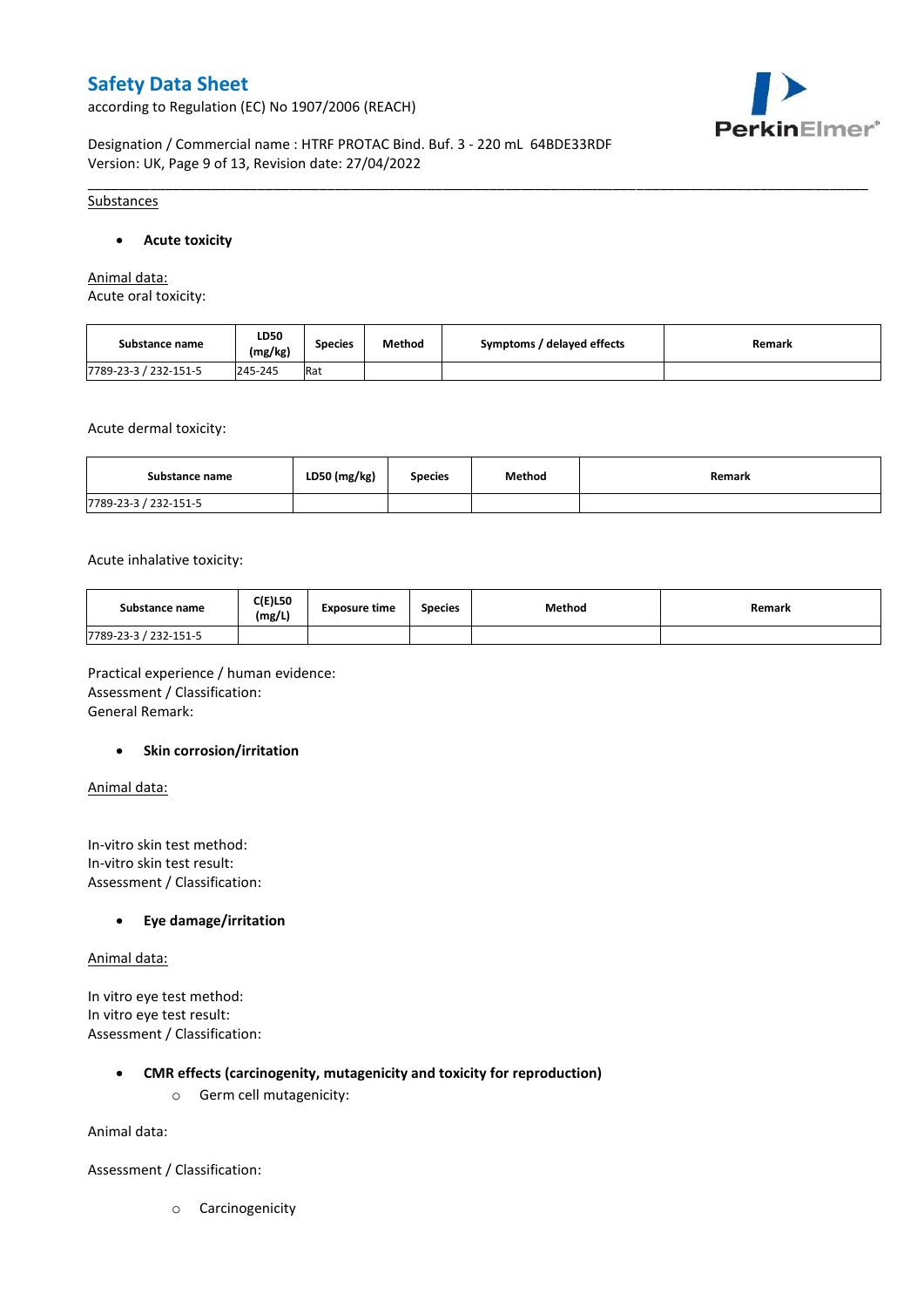Substances

- **Acute toxicity**

Animal data:
Acute oral toxicity:

| Substance name | LD50 (mg/kg) | Species | Method | Symptoms / delayed effects | Remark |
|---|---|---|---|---|---|
| 7789-23-3 / 232-151-5 | 245-245 | Rat | | | |

Acute dermal toxicity:

| Substance name | LD50 (mg/kg) | Species | Method | Remark |
|---|---|---|---|---|
| 7789-23-3 / 232-151-5 | | | | |

Acute inhalative toxicity:

| Substance name | C(E)L50 (mg/L) | Exposure time | Species | Method | Remark |
|---|---|---|---|---|---|
| 7789-23-3 / 232-151-5 | | | | | |

Practical experience / human evidence:
Assessment / Classification:
General Remark:

- **Skin corrosion/irritation**

Animal data:

In-vitro skin test method:
In-vitro skin test result:
Assessment / Classification:

- **Eye damage/irritation**

Animal data:

In vitro eye test method:
In vitro eye test result:
Assessment / Classification:

- **CMR effects (carcinogenity, mutagenicity and toxicity for reproduction)**
  - Germ cell mutagenicity:

Animal data:

Assessment / Classification:

  - Carcinogenicity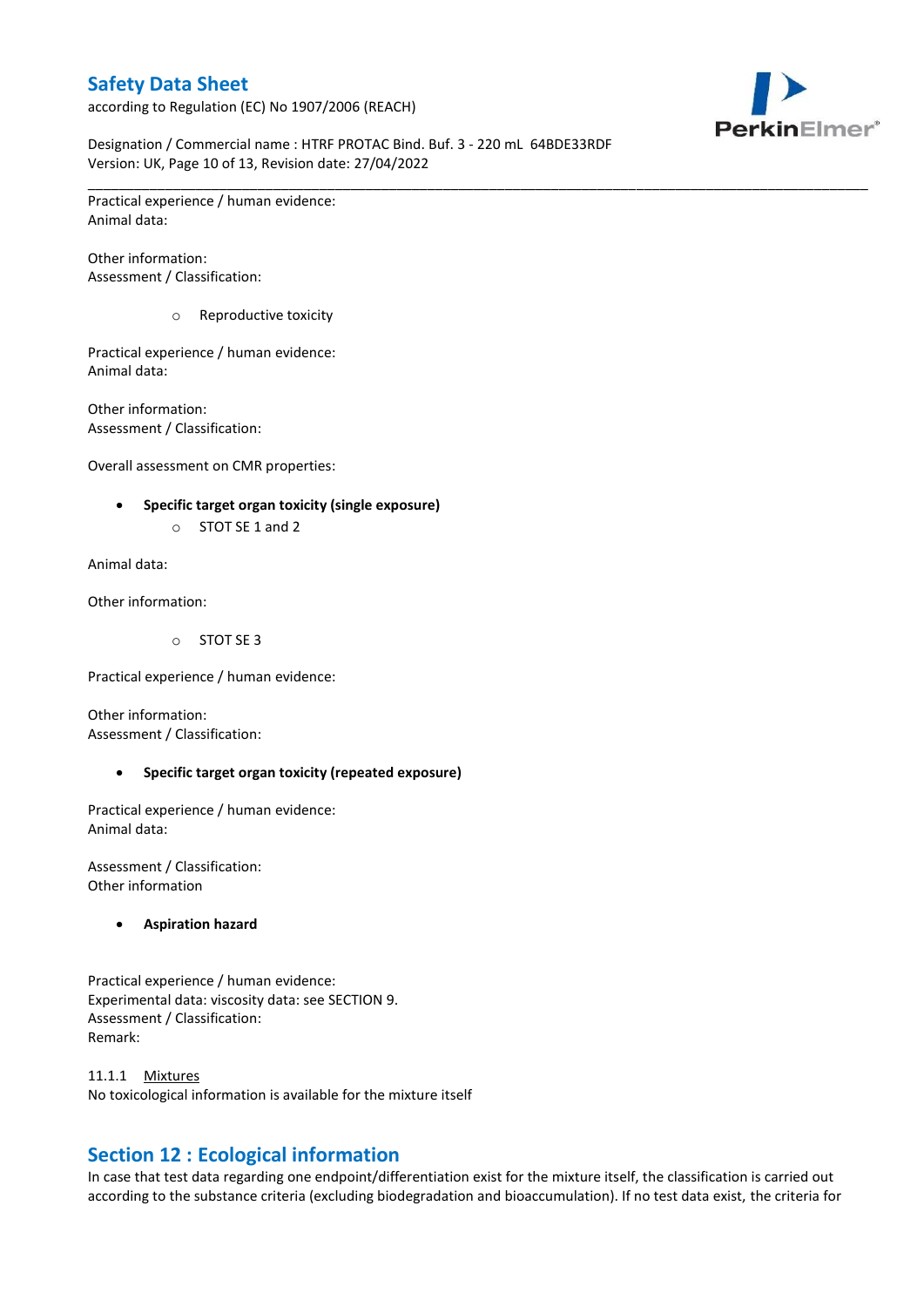Practical experience / human evidence:
Animal data:

Other information:
Assessment / Classification:

   - Reproductive toxicity

Practical experience / human evidence:
Animal data:

Other information:
Assessment / Classification:

Overall assessment on CMR properties:

- **Specific target organ toxicity (single exposure)**
   - STOT SE 1 and 2

Animal data:

Other information:

   - STOT SE 3

Practical experience / human evidence:

Other information:
Assessment / Classification:

- **Specific target organ toxicity (repeated exposure)**

Practical experience / human evidence:
Animal data:

Assessment / Classification:
Other information

- **Aspiration hazard**

Practical experience / human evidence:
Experimental data: viscosity data: see SECTION 9.
Assessment / Classification:
Remark:

11.1.1 Mixtures
No toxicological information is available for the mixture itself

## Section 12 : Ecological information

In case that test data regarding one endpoint/differentiation exist for the mixture itself, the classification is carried out according to the substance criteria (excluding biodegradation and bioaccumulation). If no test data exist, the criteria for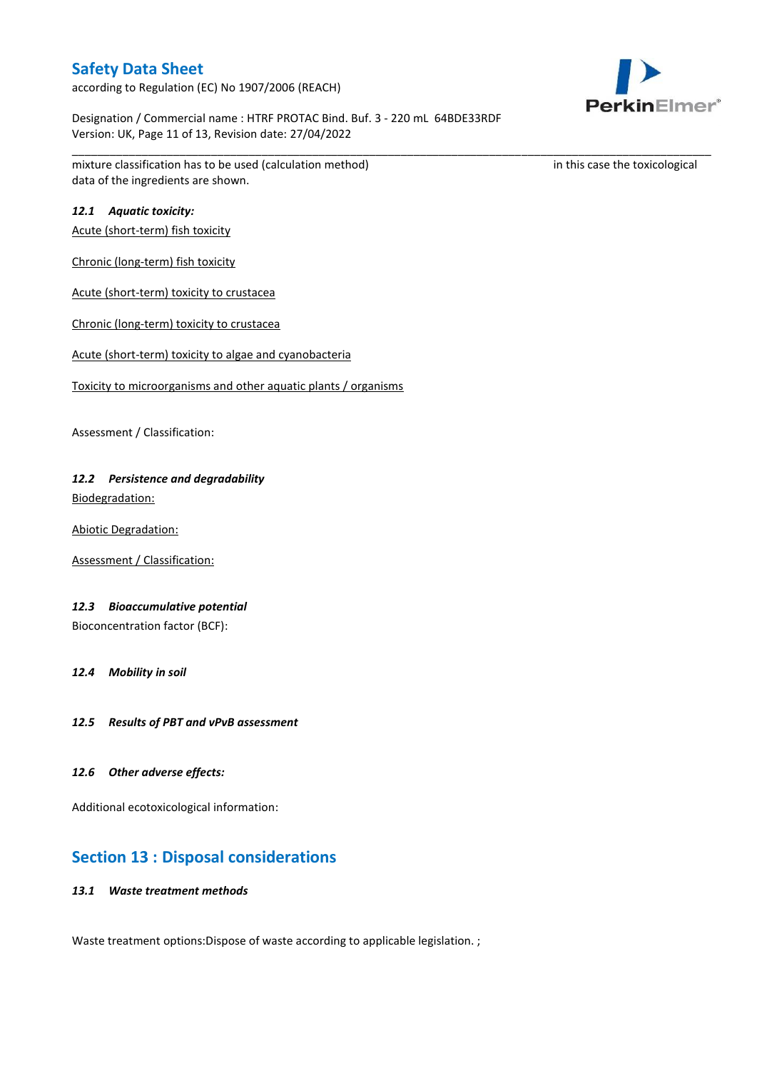mixture classification has to be used (calculation method) in this case the toxicological data of the ingredients are shown.

### *12.1 Aquatic toxicity:*

Acute (short-term) fish toxicity

Chronic (long-term) fish toxicity

Acute (short-term) toxicity to crustacea

Chronic (long-term) toxicity to crustacea

Acute (short-term) toxicity to algae and cyanobacteria

Toxicity to microorganisms and other aquatic plants / organisms

Assessment / Classification:

### *12.2 Persistence and degradability*

Biodegradation:

Abiotic Degradation:

Assessment / Classification:

### *12.3 Bioaccumulative potential*

Bioconcentration factor (BCF):

### *12.4 Mobility in soil*

### *12.5 Results of PBT and vPvB assessment*

### *12.6 Other adverse effects:*

Additional ecotoxicological information:

## Section 13 : Disposal considerations

### *13.1 Waste treatment methods*

Waste treatment options:Dispose of waste according to applicable legislation. ;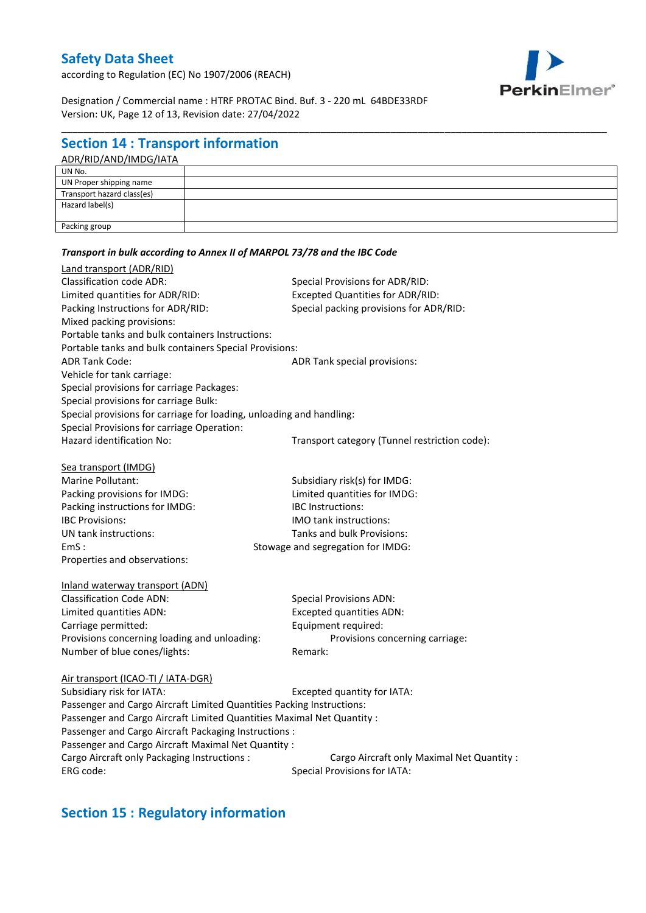## Section 14 : Transport information

ADR/RID/AND/IMDG/IATA

| UN No. | |
|---|---|
| UN Proper shipping name | |
| Transport hazard class(es) | |
| Hazard label(s) | |
| Packing group | |

***Transport in bulk according to Annex II of MARPOL 73/78 and the IBC Code***

Land transport (ADR/RID)

Classification code ADR:
Special Provisions for ADR/RID:
Limited quantities for ADR/RID:
Excepted Quantities for ADR/RID:
Packing Instructions for ADR/RID:
Special packing provisions for ADR/RID:
Mixed packing provisions:
Portable tanks and bulk containers Instructions:
Portable tanks and bulk containers Special Provisions:
ADR Tank Code:
ADR Tank special provisions:
Vehicle for tank carriage:
Special provisions for carriage Packages:
Special provisions for carriage Bulk:
Special provisions for carriage for loading, unloading and handling:
Special Provisions for carriage Operation:
Hazard identification No:
Transport category (Tunnel restriction code):

Sea transport (IMDG)

Marine Pollutant:
Subsidiary risk(s) for IMDG:
Packing provisions for IMDG:
Limited quantities for IMDG:
Packing instructions for IMDG:
IBC Instructions:
IBC Provisions:
IMO tank instructions:
UN tank instructions:
Tanks and bulk Provisions:
EmS :
Stowage and segregation for IMDG:
Properties and observations:

Inland waterway transport (ADN)

Classification Code ADN:
Special Provisions ADN:
Limited quantities ADN:
Excepted quantities ADN:
Carriage permitted:
Equipment required:
Provisions concerning loading and unloading:
Provisions concerning carriage:
Number of blue cones/lights:
Remark:

Air transport (ICAO-TI / IATA-DGR)

Subsidiary risk for IATA:
Excepted quantity for IATA:
Passenger and Cargo Aircraft Limited Quantities Packing Instructions:
Passenger and Cargo Aircraft Limited Quantities Maximal Net Quantity :
Passenger and Cargo Aircraft Packaging Instructions :
Passenger and Cargo Aircraft Maximal Net Quantity :
Cargo Aircraft only Packaging Instructions :
Cargo Aircraft only Maximal Net Quantity :
ERG code:
Special Provisions for IATA:

## Section 15 : Regulatory information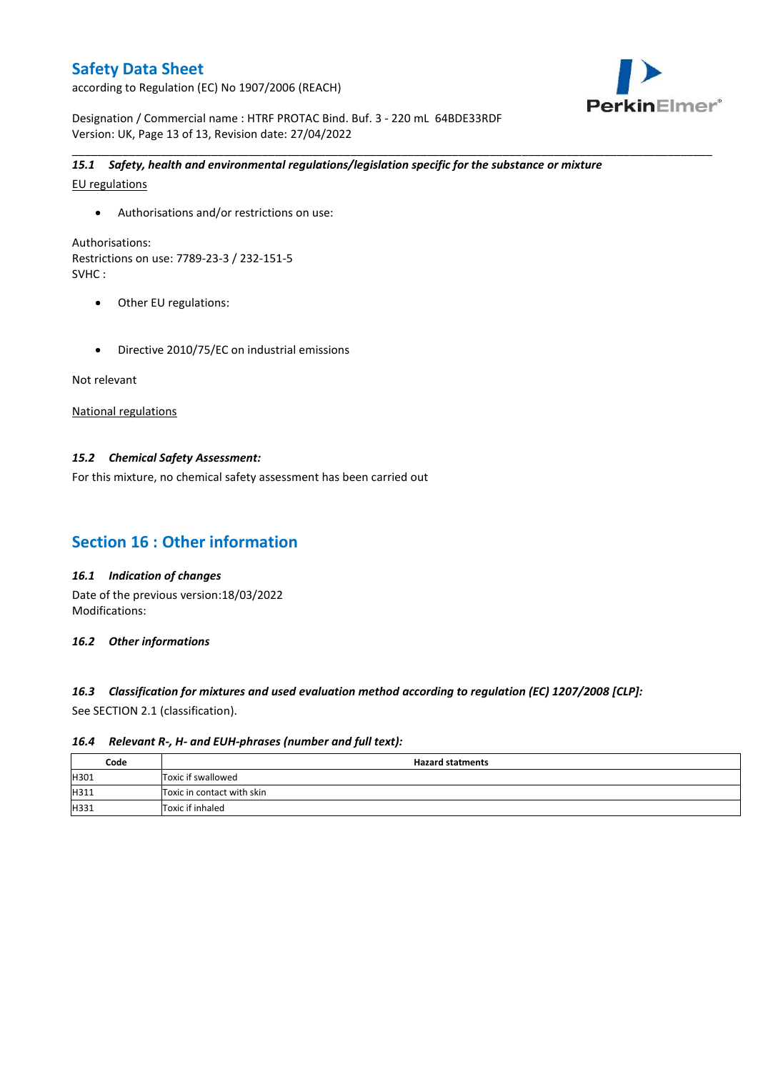### 15.1 *Safety, health and environmental regulations/legislation specific for the substance or mixture*

EU regulations

- Authorisations and/or restrictions on use:

Authorisations:
Restrictions on use: 7789-23-3 / 232-151-5
SVHC :

- Other EU regulations:

- Directive 2010/75/EC on industrial emissions

Not relevant

National regulations

### 15.2 *Chemical Safety Assessment:*

For this mixture, no chemical safety assessment has been carried out

## Section 16 : Other information

### 16.1 *Indication of changes*

Date of the previous version:18/03/2022
Modifications:

### 16.2 *Other informations*

### 16.3 *Classification for mixtures and used evaluation method according to regulation (EC) 1207/2008 [CLP]:*

See SECTION 2.1 (classification).

### 16.4 *Relevant R-, H- and EUH-phrases (number and full text):*

| Code | Hazard statments |
|---|---|
| H301 | Toxic if swallowed |
| H311 | Toxic in contact with skin |
| H331 | Toxic if inhaled |